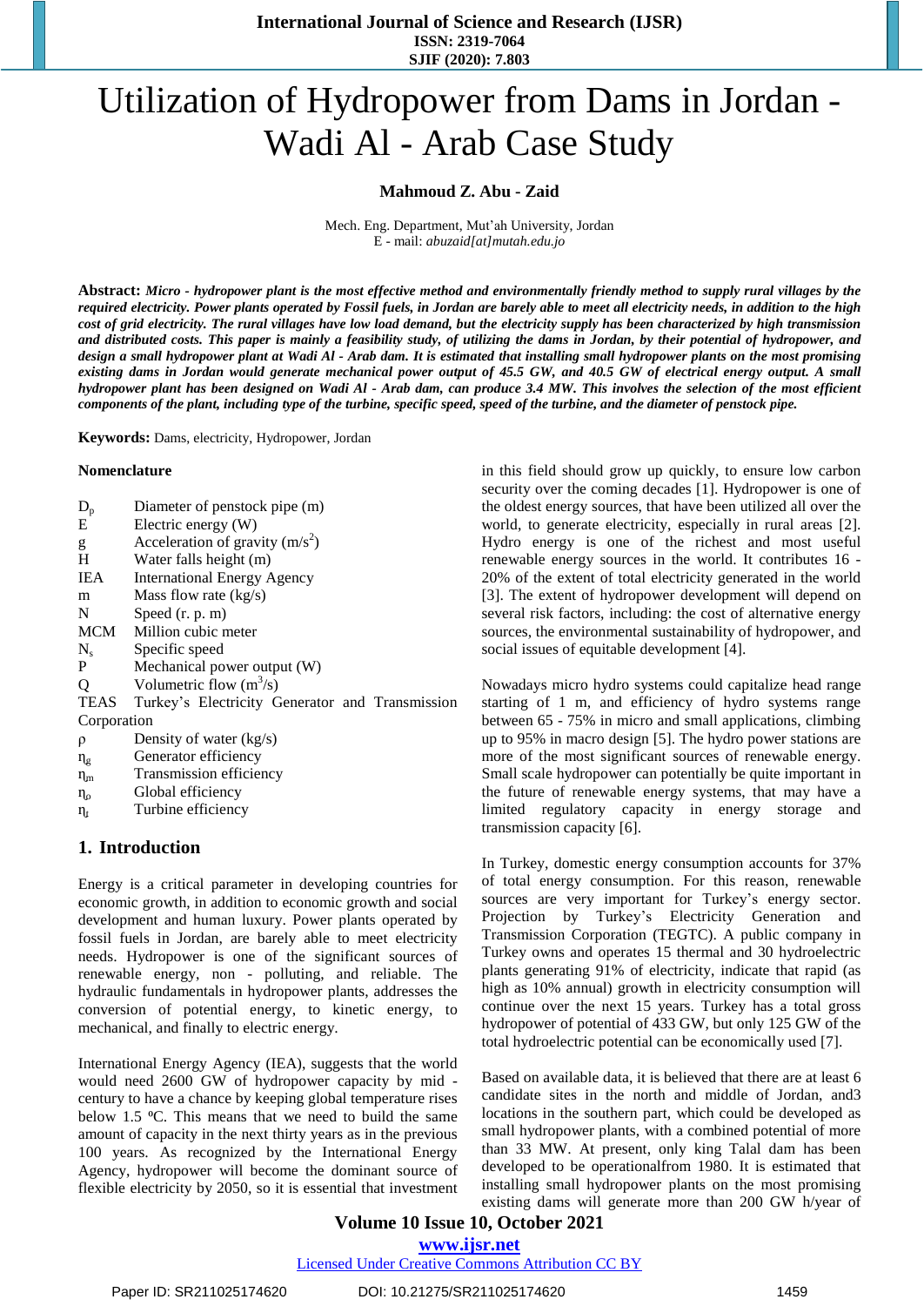# Utilization of Hydropower from Dams in Jordan - Wadi Al - Arab Case Study

**Mahmoud Z. Abu - Zaid**

Mech. Eng. Department, Mut'ah University, Jordan
E - mail: *abuzaid[at]mutah.edu.jo*

**Abstract:** ***Micro - hydropower plant is the most effective method and environmentally friendly method to supply rural villages by the required electricity. Power plants operated by Fossil fuels, in Jordan are barely able to meet all electricity needs, in addition to the high cost of grid electricity. The rural villages have low load demand, but the electricity supply has been characterized by high transmission and distributed costs. This paper is mainly a feasibility study, of utilizing the dams in Jordan, by their potential of hydropower, and design a small hydropower plant at Wadi Al - Arab dam. It is estimated that installing small hydropower plants on the most promising existing dams in Jordan would generate mechanical power output of 45.5 GW, and 40.5 GW of electrical energy output. A small hydropower plant has been designed on Wadi Al - Arab dam, can produce 3.4 MW. This involves the selection of the most efficient components of the plant, including type of the turbine, specific speed, speed of the turbine, and the diameter of penstock pipe.***

**Keywords:** Dams, electricity, Hydropower, Jordan

**Nomenclature**

| | |
|---|---|
| $D_p$ | Diameter of penstock pipe (m) |
| E | Electric energy (W) |
| g | Acceleration of gravity (m/s$^2$) |
| H | Water falls height (m) |
| IEA | International Energy Agency |
| m | Mass flow rate (kg/s) |
| N | Speed (r. p. m) |
| MCM | Million cubic meter |
| $N_s$ | Specific speed |
| P | Mechanical power output (W) |
| Q | Volumetric flow (m$^3$/s) |
| TEAS | Turkey's Electricity Generator and Transmission Corporation |
| $\rho$ | Density of water (kg/s) |
| $\eta_g$ | Generator efficiency |
| $\eta_m$ | Transmission efficiency |
| $\eta_o$ | Global efficiency |
| $\eta_t$ | Turbine efficiency |

## 1. Introduction

Energy is a critical parameter in developing countries for economic growth, in addition to economic growth and social development and human luxury. Power plants operated by fossil fuels in Jordan, are barely able to meet electricity needs. Hydropower is one of the significant sources of renewable energy, non - polluting, and reliable. The hydraulic fundamentals in hydropower plants, addresses the conversion of potential energy, to kinetic energy, to mechanical, and finally to electric energy.

International Energy Agency (IEA), suggests that the world would need 2600 GW of hydropower capacity by mid - century to have a chance by keeping global temperature rises below 1.5 ºC. This means that we need to build the same amount of capacity in the next thirty years as in the previous 100 years. As recognized by the International Energy Agency, hydropower will become the dominant source of flexible electricity by 2050, so it is essential that investment in this field should grow up quickly, to ensure low carbon security over the coming decades [1]. Hydropower is one of the oldest energy sources, that have been utilized all over the world, to generate electricity, especially in rural areas [2]. Hydro energy is one of the richest and most useful renewable energy sources in the world. It contributes 16 - 20% of the extent of total electricity generated in the world [3]. The extent of hydropower development will depend on several risk factors, including: the cost of alternative energy sources, the environmental sustainability of hydropower, and social issues of equitable development [4].

Nowadays micro hydro systems could capitalize head range starting of 1 m, and efficiency of hydro systems range between 65 - 75% in micro and small applications, climbing up to 95% in macro design [5]. The hydro power stations are more of the most significant sources of renewable energy. Small scale hydropower can potentially be quite important in the future of renewable energy systems, that may have a limited regulatory capacity in energy storage and transmission capacity [6].

In Turkey, domestic energy consumption accounts for 37% of total energy consumption. For this reason, renewable sources are very important for Turkey's energy sector. Projection by Turkey's Electricity Generation and Transmission Corporation (TEGTC). A public company in Turkey owns and operates 15 thermal and 30 hydroelectric plants generating 91% of electricity, indicate that rapid (as high as 10% annual) growth in electricity consumption will continue over the next 15 years. Turkey has a total gross hydropower of potential of 433 GW, but only 125 GW of the total hydroelectric potential can be economically used [7].

Based on available data, it is believed that there are at least 6 candidate sites in the north and middle of Jordan, and3 locations in the southern part, which could be developed as small hydropower plants, with a combined potential of more than 33 MW. At present, only king Talal dam has been developed to be operationalfrom 1980. It is estimated that installing small hydropower plants on the most promising existing dams will generate more than 200 GW h/year of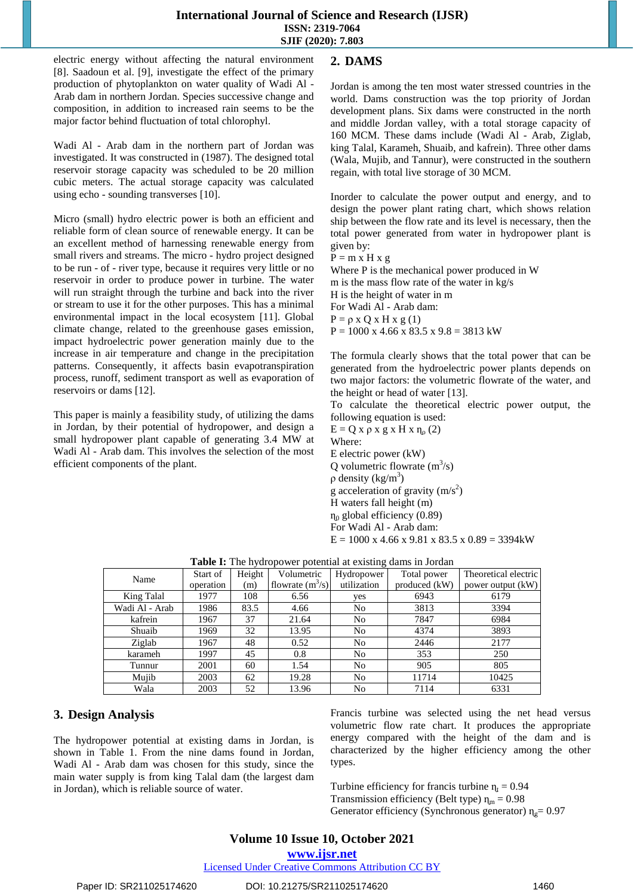electric energy without affecting the natural environment [8]. Saadoun et al. [9], investigate the effect of the primary production of phytoplankton on water quality of Wadi Al - Arab dam in northern Jordan. Species successive change and composition, in addition to increased rain seems to be the major factor behind fluctuation of total chlorophyl.

Wadi Al - Arab dam in the northern part of Jordan was investigated. It was constructed in (1987). The designed total reservoir storage capacity was scheduled to be 20 million cubic meters. The actual storage capacity was calculated using echo - sounding transverses [10].

Micro (small) hydro electric power is both an efficient and reliable form of clean source of renewable energy. It can be an excellent method of harnessing renewable energy from small rivers and streams. The micro - hydro project designed to be run - of - river type, because it requires very little or no reservoir in order to produce power in turbine. The water will run straight through the turbine and back into the river or stream to use it for the other purposes. This has a minimal environmental impact in the local ecosystem [11]. Global climate change, related to the greenhouse gases emission, impact hydroelectric power generation mainly due to the increase in air temperature and change in the precipitation patterns. Consequently, it affects basin evapotranspiration process, runoff, sediment transport as well as evaporation of reservoirs or dams [12].

This paper is mainly a feasibility study, of utilizing the dams in Jordan, by their potential of hydropower, and design a small hydropower plant capable of generating 3.4 MW at Wadi Al - Arab dam. This involves the selection of the most efficient components of the plant.

## 2. DAMS

Jordan is among the ten most water stressed countries in the world. Dams construction was the top priority of Jordan development plans. Six dams were constructed in the north and middle Jordan valley, with a total storage capacity of 160 MCM. These dams include (Wadi Al - Arab, king Talal, Karameh, Shuaib, and kafrein). Three other dams (Wala, Mujib, and Tannur), were constructed in the southern regain, with total live storage of 30 MCM.

Inorder to calculate the power output and energy, and to design the power plant rating chart, which shows relation ship between the flow rate and its level is necessary, then the total power generated from water in hydropower plant is given by:

P = m x H x g

Where P is the mechanical power produced in W

m is the mass flow rate of the water in kg/s

H is the height of water in m

For Wadi Al - Arab dam:

P = ρ x Q x H x g (1)

P = 1000 x 4.66 x 83.5 x 9.8 = 3813 kW

The formula clearly shows that the total power that can be generated from the hydroelectric power plants depends on two major factors: the volumetric flowrate of the water, and the height or head of water [13].

To calculate the theoretical electric power output, the following equation is used:

$E = Q \times \rho \times g \times H \times \eta_0$ (2)

Where:

E electric power (kW)

Q volumetric flowrate ($m^3/s$)

ρ density ($kg/m^3$)

g acceleration of gravity ($m/s^2$)

H waters fall height (m)

$\eta_0$ global efficiency (0.89)

For Wadi Al - Arab dam:

E = 1000 x 4.66 x 9.81 x 83.5 x 0.89 = 3394kW

**Table I:** The hydropower potential at existing dams in Jordan

| Name | Start of operation | Height (m) | Volumetric flowrate ($m^3/s$) | Hydropower utilization | Total power produced (kW) | Theoretical electric power output (kW) |
|---|---|---|---|---|---|---|
| King Talal | 1977 | 108 | 6.56 | yes | 6943 | 6179 |
| Wadi Al - Arab | 1986 | 83.5 | 4.66 | No | 3813 | 3394 |
| kafrein | 1967 | 37 | 21.64 | No | 7847 | 6984 |
| Shuaib | 1969 | 32 | 13.95 | No | 4374 | 3893 |
| Ziglab | 1967 | 48 | 0.52 | No | 2446 | 2177 |
| karameh | 1997 | 45 | 0.8 | No | 353 | 250 |
| Tunnur | 2001 | 60 | 1.54 | No | 905 | 805 |
| Mujib | 2003 | 62 | 19.28 | No | 11714 | 10425 |
| Wala | 2003 | 52 | 13.96 | No | 7114 | 6331 |

## 3. Design Analysis

The hydropower potential at existing dams in Jordan, is shown in Table 1. From the nine dams found in Jordan, Wadi Al - Arab dam was chosen for this study, since the main water supply is from king Talal dam (the largest dam in Jordan), which is reliable source of water.

Francis turbine was selected using the net head versus volumetric flow rate chart. It produces the appropriate energy compared with the height of the dam and is characterized by the higher efficiency among the other types.

Turbine efficiency for francis turbine $\eta_t = 0.94$

Transmission efficiency (Belt type) $\eta_m = 0.98$

Generator efficiency (Synchronous generator) $\eta_g = 0.97$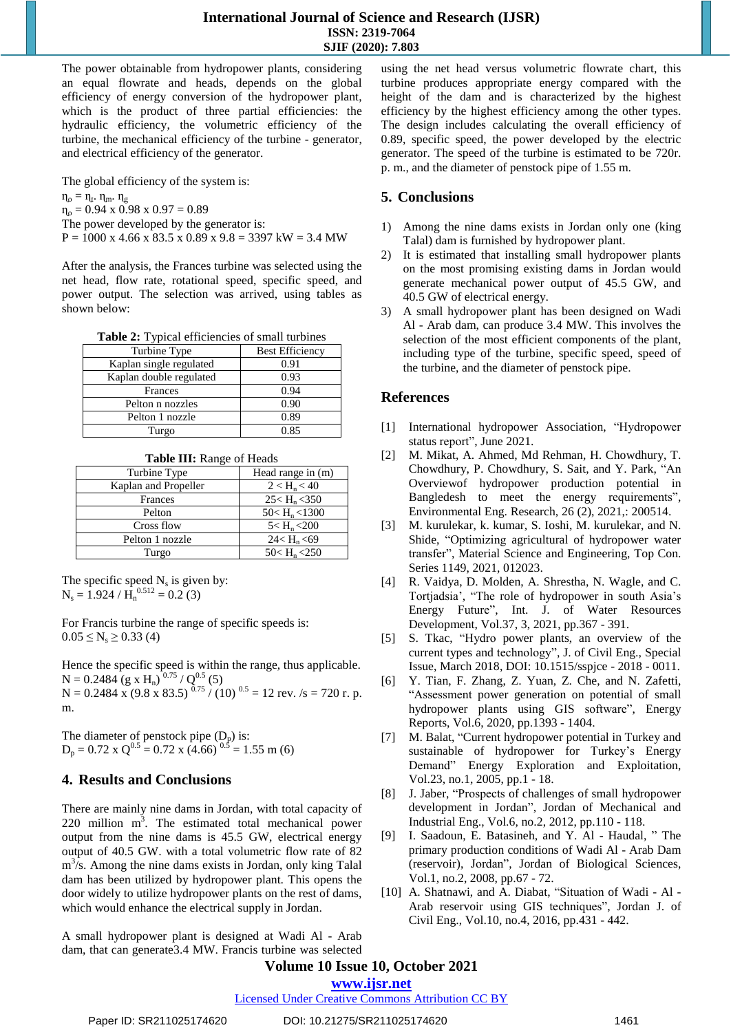The power obtainable from hydropower plants, considering an equal flowrate and heads, depends on the global efficiency of energy conversion of the hydropower plant, which is the product of three partial efficiencies: the hydraulic efficiency, the volumetric efficiency of the turbine, the mechanical efficiency of the turbine - generator, and electrical efficiency of the generator.

The global efficiency of the system is:

$\eta_o = \eta_t . \eta_m . \eta_g$

$\eta_o = 0.94 \times 0.98 \times 0.97 = 0.89$

The power developed by the generator is:

$P = 1000 \times 4.66 \times 83.5 \times 0.89 \times 9.8 = 3397$ kW = 3.4 MW

After the analysis, the Frances turbine was selected using the net head, flow rate, rotational speed, specific speed, and power output. The selection was arrived, using tables as shown below:

**Table 2:** Typical efficiencies of small turbines

| Turbine Type | Best Efficiency |
|---|---|
| Kaplan single regulated | 0.91 |
| Kaplan double regulated | 0.93 |
| Frances | 0.94 |
| Pelton n nozzles | 0.90 |
| Pelton 1 nozzle | 0.89 |
| Turgo | 0.85 |

**Table III:** Range of Heads

| Turbine Type | Head range in (m) |
|---|---|
| Kaplan and Propeller | $2 < H_n < 40$ |
| Frances | $25 < H_n < 350$ |
| Pelton | $50 < H_n < 1300$ |
| Cross flow | $5 < H_n < 200$ |
| Pelton 1 nozzle | $24 < H_n < 69$ |
| Turgo | $50 < H_n < 250$ |

The specific speed $N_s$ is given by:

$N_s = 1.924 / H_n^{0.512} = 0.2$ (3)

For Francis turbine the range of specific speeds is:

$0.05 \leq N_s \geq 0.33$ (4)

Hence the specific speed is within the range, thus applicable.

$N = 0.2484 \, (g \times H_n)^{0.75} / Q^{0.5}$ (5)

$N = 0.2484 \times (9.8 \times 83.5)^{0.75} / (10)^{0.5} = 12$ rev. /s = 720 r. p. m.

The diameter of penstock pipe ($D_p$) is:

$D_p = 0.72 \times Q^{0.5} = 0.72 \times (4.66)^{0.5} = 1.55$ m (6)

## 4. Results and Conclusions

There are mainly nine dams in Jordan, with total capacity of 220 million $m^3$. The estimated total mechanical power output from the nine dams is 45.5 GW, electrical energy output of 40.5 GW. with a total volumetric flow rate of 82 $m^3$/s. Among the nine dams exists in Jordan, only king Talal dam has been utilized by hydropower plant. This opens the door widely to utilize hydropower plants on the rest of dams, which would enhance the electrical supply in Jordan.

A small hydropower plant is designed at Wadi Al - Arab dam, that can generate3.4 MW. Francis turbine was selected using the net head versus volumetric flowrate chart, this turbine produces appropriate energy compared with the height of the dam and is characterized by the highest efficiency by the highest efficiency among the other types. The design includes calculating the overall efficiency of 0.89, specific speed, the power developed by the electric generator. The speed of the turbine is estimated to be 720r. p. m., and the diameter of penstock pipe of 1.55 m.

## 5. Conclusions

1) Among the nine dams exists in Jordan only one (king Talal) dam is furnished by hydropower plant.
2) It is estimated that installing small hydropower plants on the most promising existing dams in Jordan would generate mechanical power output of 45.5 GW, and 40.5 GW of electrical energy.
3) A small hydropower plant has been designed on Wadi Al - Arab dam, can produce 3.4 MW. This involves the selection of the most efficient components of the plant, including type of the turbine, specific speed, speed of the turbine, and the diameter of penstock pipe.

## References

[1] International hydropower Association, "Hydropower status report", June 2021.

[2] M. Mikat, A. Ahmed, Md Rehman, H. Chowdhury, T. Chowdhury, P. Chowdhury, S. Sait, and Y. Park, "An Overviewof hydropower production potential in Bangledesh to meet the energy requirements", Environmental Eng. Research, 26 (2), 2021,: 200514.

[3] M. kurulekar, k. kumar, S. Ioshi, M. kurulekar, and N. Shide, "Optimizing agricultural of hydropower water transfer", Material Science and Engineering, Top Con. Series 1149, 2021, 012023.

[4] R. Vaidya, D. Molden, A. Shrestha, N. Wagle, and C. Tortjadsia', "The role of hydropower in south Asia's Energy Future", Int. J. of Water Resources Development, Vol.37, 3, 2021, pp.367 - 391.

[5] S. Tkac, "Hydro power plants, an overview of the current types and technology", J. of Civil Eng., Special Issue, March 2018, DOI: 10.1515/sspjce - 2018 - 0011.

[6] Y. Tian, F. Zhang, Z. Yuan, Z. Che, and N. Zafetti, "Assessment power generation on potential of small hydropower plants using GIS software", Energy Reports, Vol.6, 2020, pp.1393 - 1404.

[7] M. Balat, "Current hydropower potential in Turkey and sustainable of hydropower for Turkey's Energy Demand" Energy Exploration and Exploitation, Vol.23, no.1, 2005, pp.1 - 18.

[8] J. Jaber, "Prospects of challenges of small hydropower development in Jordan", Jordan of Mechanical and Industrial Eng., Vol.6, no.2, 2012, pp.110 - 118.

[9] I. Saadoun, E. Batasineh, and Y. Al - Haudal, " The primary production conditions of Wadi Al - Arab Dam (reservoir), Jordan", Jordan of Biological Sciences, Vol.1, no.2, 2008, pp.67 - 72.

[10] A. Shatnawi, and A. Diabat, "Situation of Wadi - Al - Arab reservoir using GIS techniques", Jordan J. of Civil Eng., Vol.10, no.4, 2016, pp.431 - 442.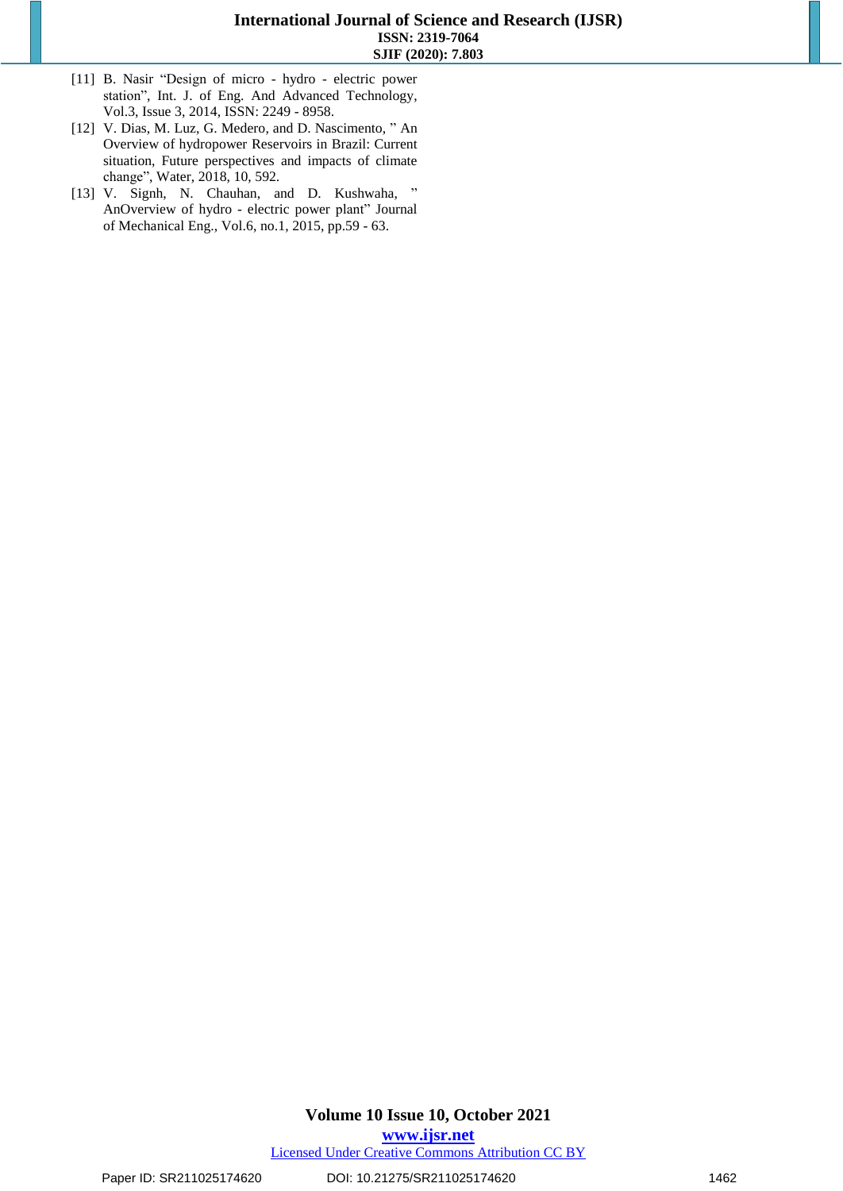[11] B. Nasir "Design of micro - hydro - electric power station", Int. J. of Eng. And Advanced Technology, Vol.3, Issue 3, 2014, ISSN: 2249 - 8958.

[12] V. Dias, M. Luz, G. Medero, and D. Nascimento, " An Overview of hydropower Reservoirs in Brazil: Current situation, Future perspectives and impacts of climate change", Water, 2018, 10, 592.

[13] V. Signh, N. Chauhan, and D. Kushwaha, " AnOverview of hydro - electric power plant" Journal of Mechanical Eng., Vol.6, no.1, 2015, pp.59 - 63.